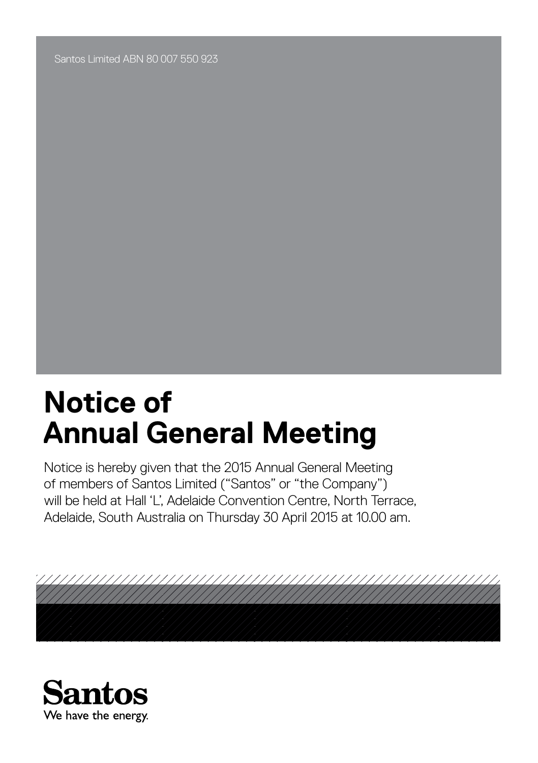Santos Limited ABN 80 007 550 923

# Notice of Annual General Meeting

Notice is hereby given that the 2015 Annual General Meeting of members of Santos Limited ("Santos" or "the Company") will be held at Hall 'L', Adelaide Convention Centre, North Terrace, Adelaide, South Australia on Thursday 30 April 2015 at 10.00 am.

Santos

We have the energy.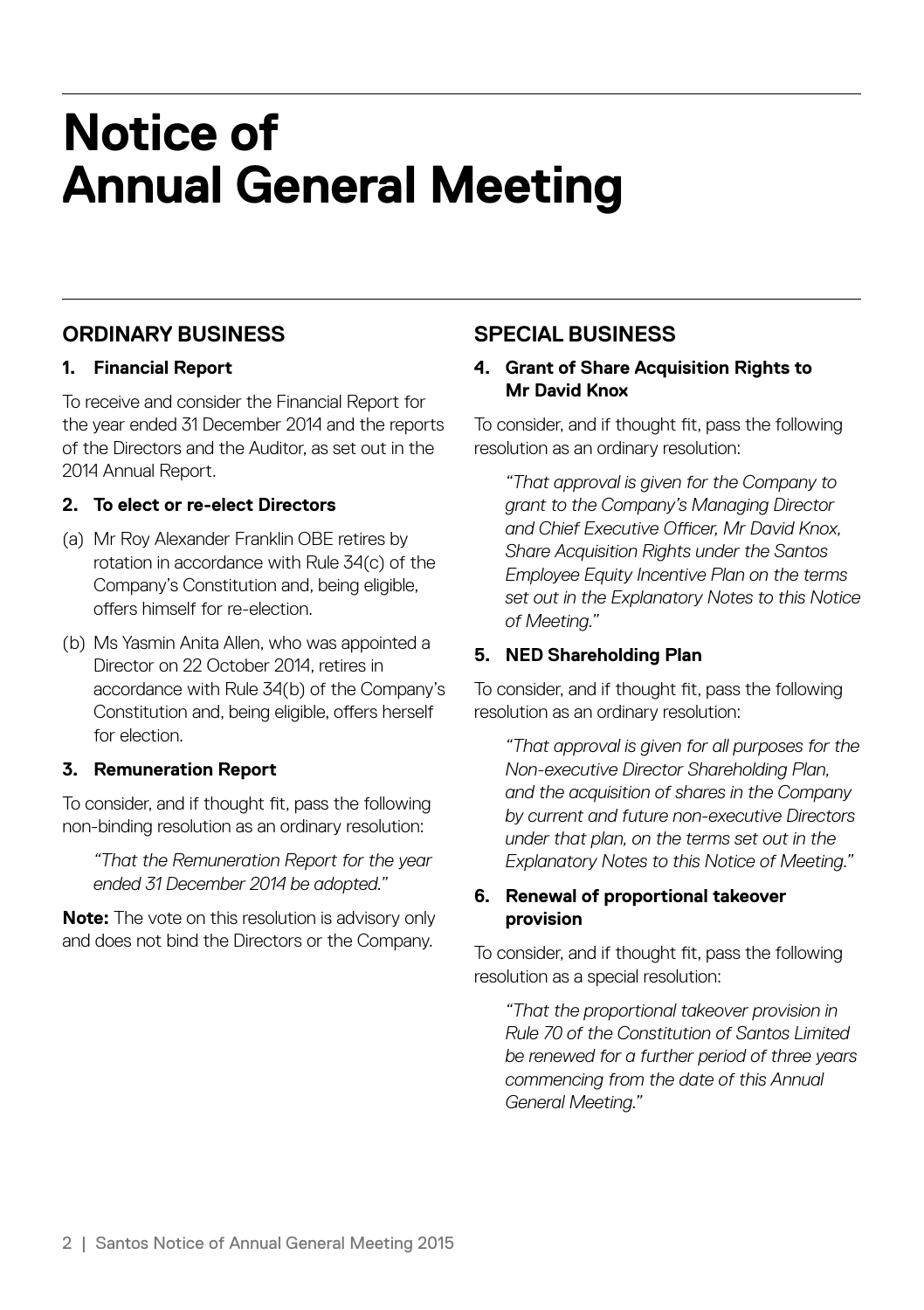# Notice of Annual General Meeting

## ORDINARY BUSINESS

### 1. Financial Report

To receive and consider the Financial Report for the year ended 31 December 2014 and the reports of the Directors and the Auditor, as set out in the 2014 Annual Report.

### 2. To elect or re-elect Directors

(a) Mr Roy Alexander Franklin OBE retires by rotation in accordance with Rule 34(c) of the Company's Constitution and, being eligible, offers himself for re-election.

(b) Ms Yasmin Anita Allen, who was appointed a Director on 22 October 2014, retires in accordance with Rule 34(b) of the Company's Constitution and, being eligible, offers herself for election.

### 3. Remuneration Report

To consider, and if thought fit, pass the following non-binding resolution as an ordinary resolution:

> *"That the Remuneration Report for the year ended 31 December 2014 be adopted."*

**Note:** The vote on this resolution is advisory only and does not bind the Directors or the Company.

## SPECIAL BUSINESS

### 4. Grant of Share Acquisition Rights to Mr David Knox

To consider, and if thought fit, pass the following resolution as an ordinary resolution:

> *"That approval is given for the Company to grant to the Company's Managing Director and Chief Executive Officer, Mr David Knox, Share Acquisition Rights under the Santos Employee Equity Incentive Plan on the terms set out in the Explanatory Notes to this Notice of Meeting."*

### 5. NED Shareholding Plan

To consider, and if thought fit, pass the following resolution as an ordinary resolution:

> *"That approval is given for all purposes for the Non-executive Director Shareholding Plan, and the acquisition of shares in the Company by current and future non-executive Directors under that plan, on the terms set out in the Explanatory Notes to this Notice of Meeting."*

### 6. Renewal of proportional takeover provision

To consider, and if thought fit, pass the following resolution as a special resolution:

> *"That the proportional takeover provision in Rule 70 of the Constitution of Santos Limited be renewed for a further period of three years commencing from the date of this Annual General Meeting."*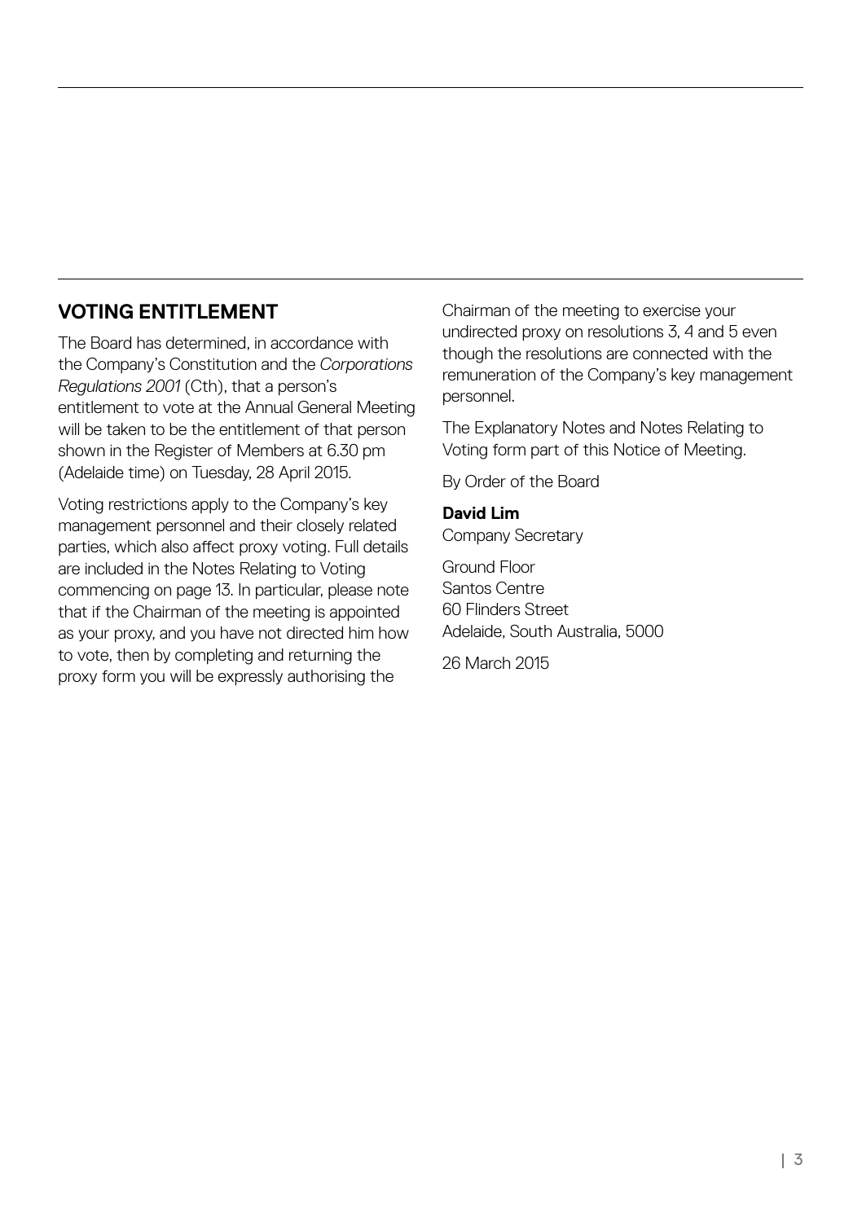## VOTING ENTITLEMENT

The Board has determined, in accordance with the Company's Constitution and the *Corporations Regulations 2001* (Cth), that a person's entitlement to vote at the Annual General Meeting will be taken to be the entitlement of that person shown in the Register of Members at 6.30 pm (Adelaide time) on Tuesday, 28 April 2015.

Voting restrictions apply to the Company's key management personnel and their closely related parties, which also affect proxy voting. Full details are included in the Notes Relating to Voting commencing on page 13. In particular, please note that if the Chairman of the meeting is appointed as your proxy, and you have not directed him how to vote, then by completing and returning the proxy form you will be expressly authorising the Chairman of the meeting to exercise your undirected proxy on resolutions 3, 4 and 5 even though the resolutions are connected with the remuneration of the Company's key management personnel.

The Explanatory Notes and Notes Relating to Voting form part of this Notice of Meeting.

By Order of the Board

**David Lim**
Company Secretary

Ground Floor
Santos Centre
60 Flinders Street
Adelaide, South Australia, 5000

26 March 2015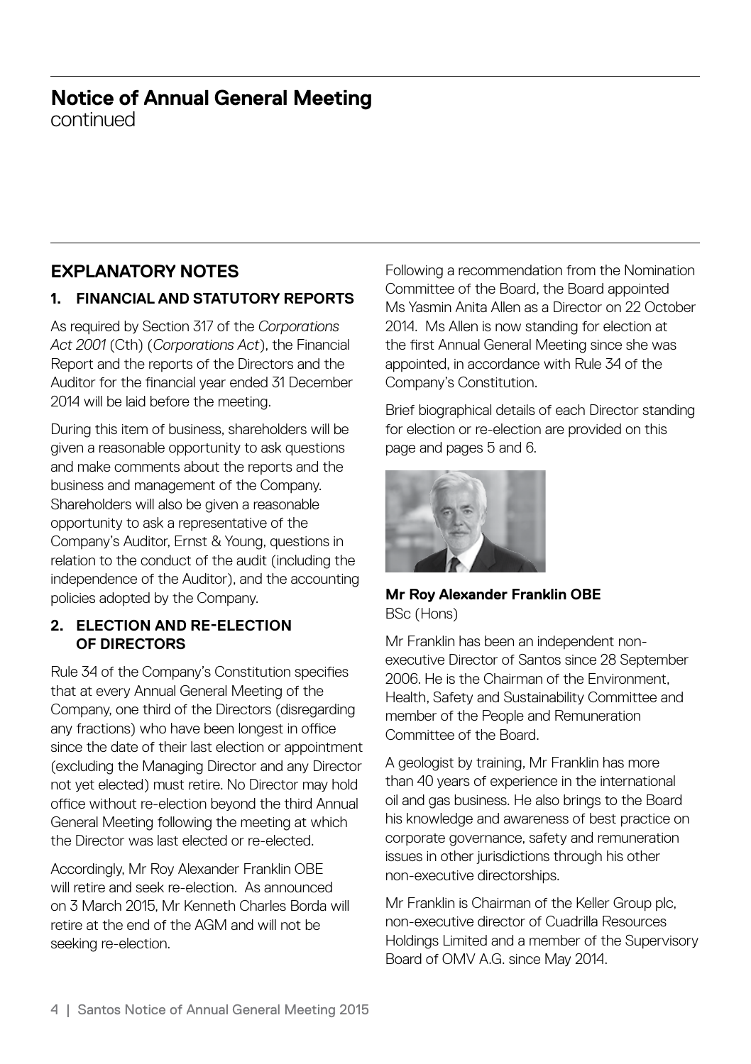# Notice of Annual General Meeting
continued

## EXPLANATORY NOTES

### 1. FINANCIAL AND STATUTORY REPORTS

As required by Section 317 of the *Corporations Act 2001* (Cth) (*Corporations Act*), the Financial Report and the reports of the Directors and the Auditor for the financial year ended 31 December 2014 will be laid before the meeting.

During this item of business, shareholders will be given a reasonable opportunity to ask questions and make comments about the reports and the business and management of the Company. Shareholders will also be given a reasonable opportunity to ask a representative of the Company's Auditor, Ernst & Young, questions in relation to the conduct of the audit (including the independence of the Auditor), and the accounting policies adopted by the Company.

### 2. ELECTION AND RE-ELECTION OF DIRECTORS

Rule 34 of the Company's Constitution specifies that at every Annual General Meeting of the Company, one third of the Directors (disregarding any fractions) who have been longest in office since the date of their last election or appointment (excluding the Managing Director and any Director not yet elected) must retire. No Director may hold office without re-election beyond the third Annual General Meeting following the meeting at which the Director was last elected or re-elected.

Accordingly, Mr Roy Alexander Franklin OBE will retire and seek re-election. As announced on 3 March 2015, Mr Kenneth Charles Borda will retire at the end of the AGM and will not be seeking re-election.

Following a recommendation from the Nomination Committee of the Board, the Board appointed Ms Yasmin Anita Allen as a Director on 22 October 2014. Ms Allen is now standing for election at the first Annual General Meeting since she was appointed, in accordance with Rule 34 of the Company's Constitution.

Brief biographical details of each Director standing for election or re-election are provided on this page and pages 5 and 6.

**Mr Roy Alexander Franklin OBE**
BSc (Hons)

Mr Franklin has been an independent non-executive Director of Santos since 28 September 2006. He is the Chairman of the Environment, Health, Safety and Sustainability Committee and member of the People and Remuneration Committee of the Board.

A geologist by training, Mr Franklin has more than 40 years of experience in the international oil and gas business. He also brings to the Board his knowledge and awareness of best practice on corporate governance, safety and remuneration issues in other jurisdictions through his other non-executive directorships.

Mr Franklin is Chairman of the Keller Group plc, non-executive director of Cuadrilla Resources Holdings Limited and a member of the Supervisory Board of OMV A.G. since May 2014.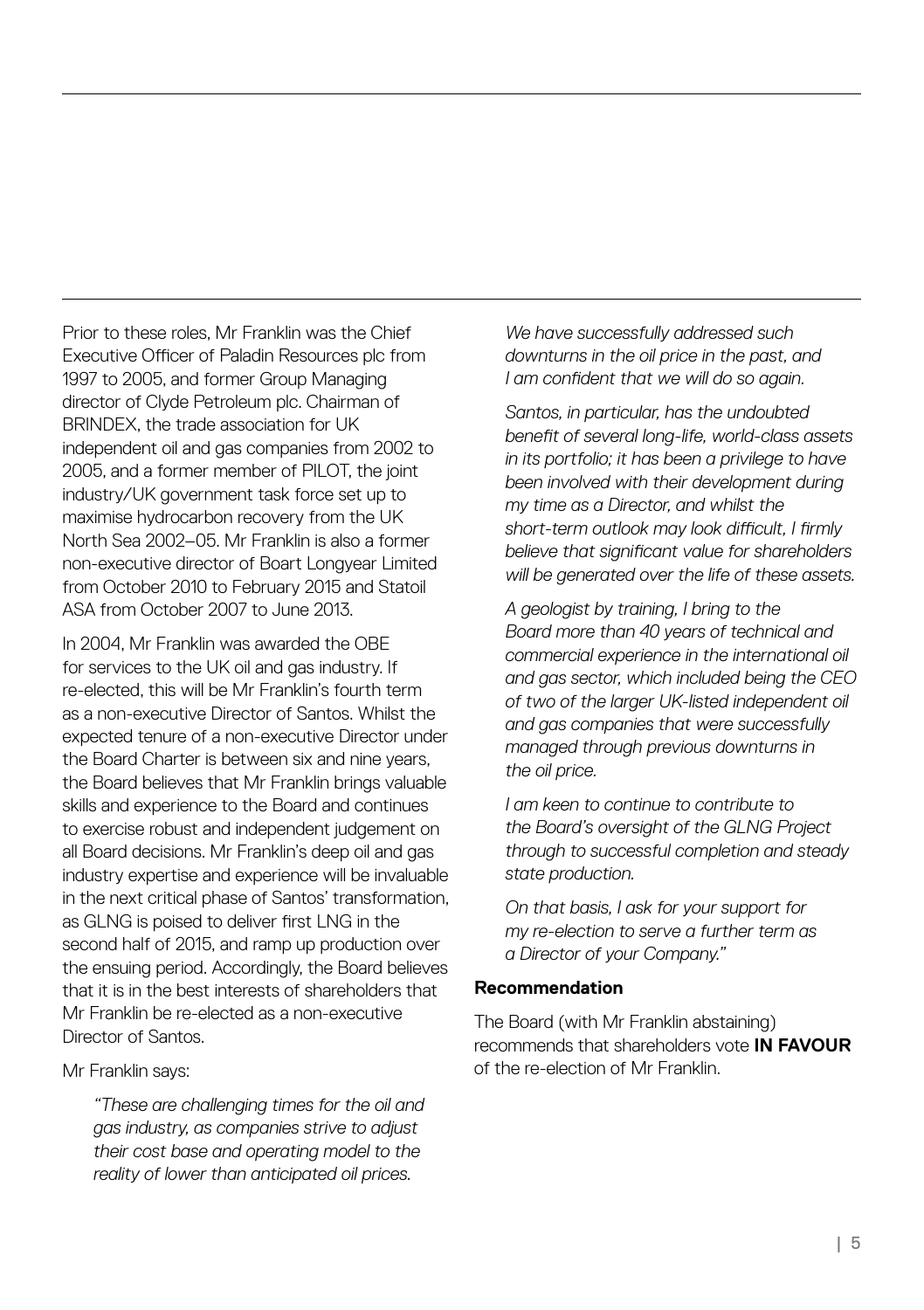Prior to these roles, Mr Franklin was the Chief Executive Officer of Paladin Resources plc from 1997 to 2005, and former Group Managing director of Clyde Petroleum plc. Chairman of BRINDEX, the trade association for UK independent oil and gas companies from 2002 to 2005, and a former member of PILOT, the joint industry/UK government task force set up to maximise hydrocarbon recovery from the UK North Sea 2002–05. Mr Franklin is also a former non-executive director of Boart Longyear Limited from October 2010 to February 2015 and Statoil ASA from October 2007 to June 2013.

In 2004, Mr Franklin was awarded the OBE for services to the UK oil and gas industry. If re-elected, this will be Mr Franklin's fourth term as a non-executive Director of Santos. Whilst the expected tenure of a non-executive Director under the Board Charter is between six and nine years, the Board believes that Mr Franklin brings valuable skills and experience to the Board and continues to exercise robust and independent judgement on all Board decisions. Mr Franklin's deep oil and gas industry expertise and experience will be invaluable in the next critical phase of Santos' transformation, as GLNG is poised to deliver first LNG in the second half of 2015, and ramp up production over the ensuing period. Accordingly, the Board believes that it is in the best interests of shareholders that Mr Franklin be re-elected as a non-executive Director of Santos.

Mr Franklin says:

> *"These are challenging times for the oil and gas industry, as companies strive to adjust their cost base and operating model to the reality of lower than anticipated oil prices.*
>
> *We have successfully addressed such downturns in the oil price in the past, and I am confident that we will do so again.*
>
> *Santos, in particular, has the undoubted benefit of several long-life, world-class assets in its portfolio; it has been a privilege to have been involved with their development during my time as a Director, and whilst the short-term outlook may look difficult, I firmly believe that significant value for shareholders will be generated over the life of these assets.*
>
> *A geologist by training, I bring to the Board more than 40 years of technical and commercial experience in the international oil and gas sector, which included being the CEO of two of the larger UK-listed independent oil and gas companies that were successfully managed through previous downturns in the oil price.*
>
> *I am keen to continue to contribute to the Board's oversight of the GLNG Project through to successful completion and steady state production.*
>
> *On that basis, I ask for your support for my re-election to serve a further term as a Director of your Company."*

**Recommendation**

The Board (with Mr Franklin abstaining) recommends that shareholders vote **IN FAVOUR** of the re-election of Mr Franklin.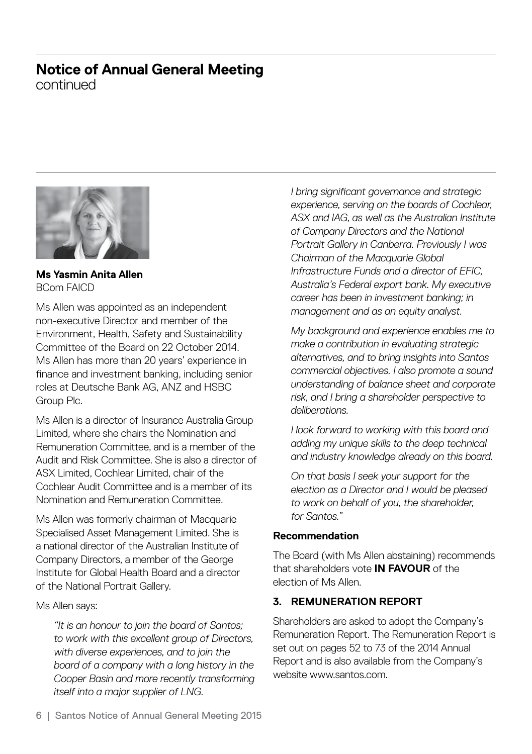# Notice of Annual General Meeting
continued

**Ms Yasmin Anita Allen**
BCom FAICD

Ms Allen was appointed as an independent non-executive Director and member of the Environment, Health, Safety and Sustainability Committee of the Board on 22 October 2014. Ms Allen has more than 20 years' experience in finance and investment banking, including senior roles at Deutsche Bank AG, ANZ and HSBC Group Plc.

Ms Allen is a director of Insurance Australia Group Limited, where she chairs the Nomination and Remuneration Committee, and is a member of the Audit and Risk Committee. She is also a director of ASX Limited, Cochlear Limited, chair of the Cochlear Audit Committee and is a member of its Nomination and Remuneration Committee.

Ms Allen was formerly chairman of Macquarie Specialised Asset Management Limited. She is a national director of the Australian Institute of Company Directors, a member of the George Institute for Global Health Board and a director of the National Portrait Gallery.

Ms Allen says:

> *"It is an honour to join the board of Santos; to work with this excellent group of Directors, with diverse experiences, and to join the board of a company with a long history in the Cooper Basin and more recently transforming itself into a major supplier of LNG.*
>
> *I bring significant governance and strategic experience, serving on the boards of Cochlear, ASX and IAG, as well as the Australian Institute of Company Directors and the National Portrait Gallery in Canberra. Previously I was Chairman of the Macquarie Global Infrastructure Funds and a director of EFIC, Australia's Federal export bank. My executive career has been in investment banking; in management and as an equity analyst.*
>
> *My background and experience enables me to make a contribution in evaluating strategic alternatives, and to bring insights into Santos commercial objectives. I also promote a sound understanding of balance sheet and corporate risk, and I bring a shareholder perspective to deliberations.*
>
> *I look forward to working with this board and adding my unique skills to the deep technical and industry knowledge already on this board.*
>
> *On that basis I seek your support for the election as a Director and I would be pleased to work on behalf of you, the shareholder, for Santos."*

**Recommendation**

The Board (with Ms Allen abstaining) recommends that shareholders vote **IN FAVOUR** of the election of Ms Allen.

## 3. REMUNERATION REPORT

Shareholders are asked to adopt the Company's Remuneration Report. The Remuneration Report is set out on pages 52 to 73 of the 2014 Annual Report and is also available from the Company's website www.santos.com.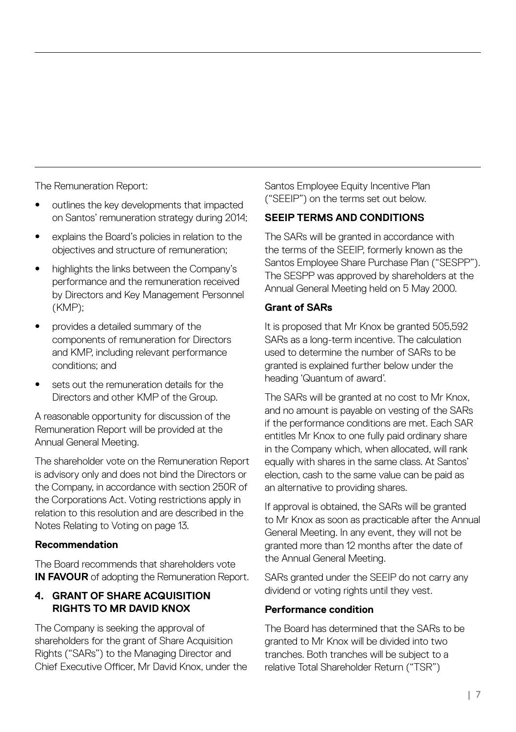The Remuneration Report:

- outlines the key developments that impacted on Santos' remuneration strategy during 2014;
- explains the Board's policies in relation to the objectives and structure of remuneration;
- highlights the links between the Company's performance and the remuneration received by Directors and Key Management Personnel (KMP);
- provides a detailed summary of the components of remuneration for Directors and KMP, including relevant performance conditions; and
- sets out the remuneration details for the Directors and other KMP of the Group.

A reasonable opportunity for discussion of the Remuneration Report will be provided at the Annual General Meeting.

The shareholder vote on the Remuneration Report is advisory only and does not bind the Directors or the Company, in accordance with section 250R of the Corporations Act. Voting restrictions apply in relation to this resolution and are described in the Notes Relating to Voting on page 13.

**Recommendation**

The Board recommends that shareholders vote **IN FAVOUR** of adopting the Remuneration Report.

## 4. GRANT OF SHARE ACQUISITION RIGHTS TO MR DAVID KNOX

The Company is seeking the approval of shareholders for the grant of Share Acquisition Rights ("SARs") to the Managing Director and Chief Executive Officer, Mr David Knox, under the Santos Employee Equity Incentive Plan ("SEEIP") on the terms set out below.

### SEEIP TERMS AND CONDITIONS

The SARs will be granted in accordance with the terms of the SEEIP, formerly known as the Santos Employee Share Purchase Plan ("SESPP"). The SESPP was approved by shareholders at the Annual General Meeting held on 5 May 2000.

**Grant of SARs**

It is proposed that Mr Knox be granted 505,592 SARs as a long-term incentive. The calculation used to determine the number of SARs to be granted is explained further below under the heading 'Quantum of award'.

The SARs will be granted at no cost to Mr Knox, and no amount is payable on vesting of the SARs if the performance conditions are met. Each SAR entitles Mr Knox to one fully paid ordinary share in the Company which, when allocated, will rank equally with shares in the same class. At Santos' election, cash to the same value can be paid as an alternative to providing shares.

If approval is obtained, the SARs will be granted to Mr Knox as soon as practicable after the Annual General Meeting. In any event, they will not be granted more than 12 months after the date of the Annual General Meeting.

SARs granted under the SEEIP do not carry any dividend or voting rights until they vest.

**Performance condition**

The Board has determined that the SARs to be granted to Mr Knox will be divided into two tranches. Both tranches will be subject to a relative Total Shareholder Return ("TSR")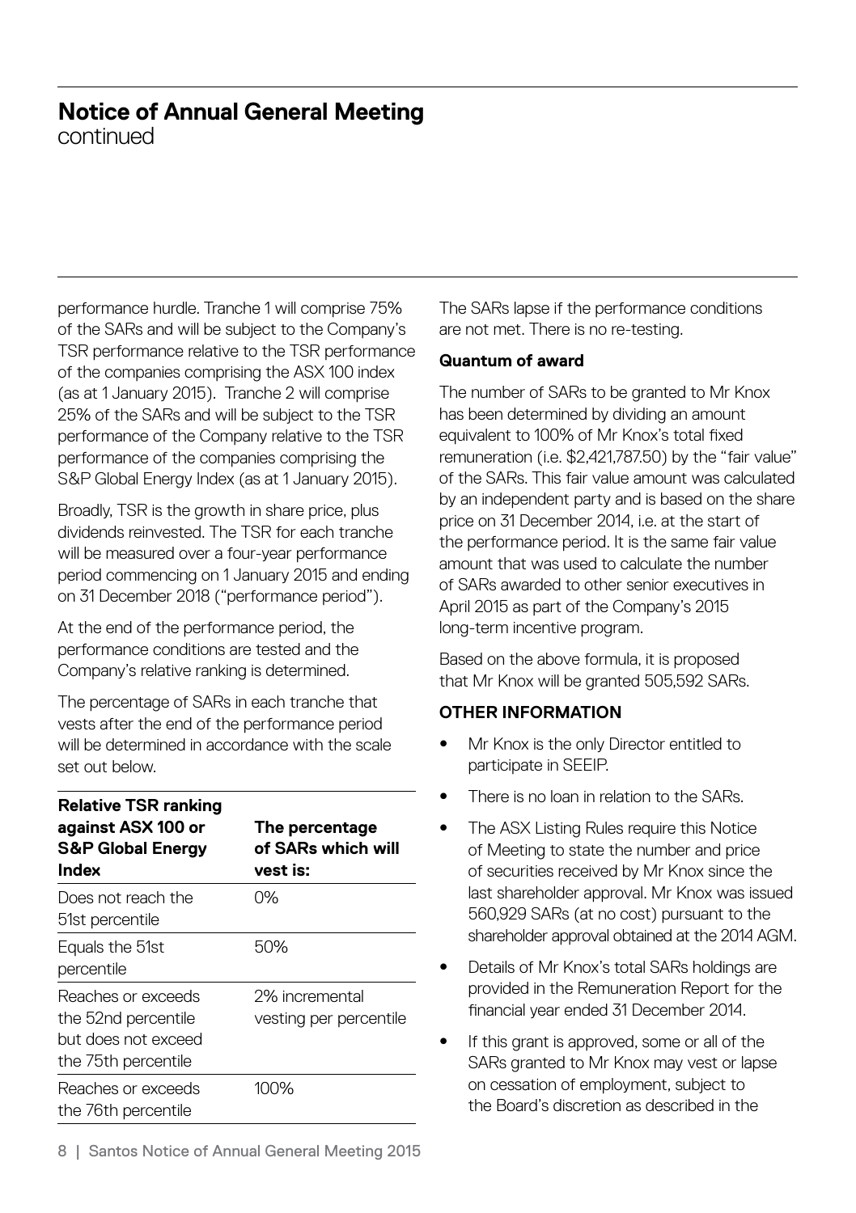performance hurdle. Tranche 1 will comprise 75% of the SARs and will be subject to the Company's TSR performance relative to the TSR performance of the companies comprising the ASX 100 index (as at 1 January 2015). Tranche 2 will comprise 25% of the SARs and will be subject to the TSR performance of the Company relative to the TSR performance of the companies comprising the S&P Global Energy Index (as at 1 January 2015).

Broadly, TSR is the growth in share price, plus dividends reinvested. The TSR for each tranche will be measured over a four-year performance period commencing on 1 January 2015 and ending on 31 December 2018 ("performance period").

At the end of the performance period, the performance conditions are tested and the Company's relative ranking is determined.

The percentage of SARs in each tranche that vests after the end of the performance period will be determined in accordance with the scale set out below.

| Relative TSR ranking against ASX 100 or S&P Global Energy Index | The percentage of SARs which will vest is: |
|---|---|
| Does not reach the 51st percentile | 0% |
| Equals the 51st percentile | 50% |
| Reaches or exceeds the 52nd percentile but does not exceed the 75th percentile | 2% incremental vesting per percentile |
| Reaches or exceeds the 76th percentile | 100% |

The SARs lapse if the performance conditions are not met. There is no re-testing.

**Quantum of award**

The number of SARs to be granted to Mr Knox has been determined by dividing an amount equivalent to 100% of Mr Knox's total fixed remuneration (i.e. $2,421,787.50) by the "fair value" of the SARs. This fair value amount was calculated by an independent party and is based on the share price on 31 December 2014, i.e. at the start of the performance period. It is the same fair value amount that was used to calculate the number of SARs awarded to other senior executives in April 2015 as part of the Company's 2015 long-term incentive program.

Based on the above formula, it is proposed that Mr Knox will be granted 505,592 SARs.

**OTHER INFORMATION**

- Mr Knox is the only Director entitled to participate in SEEIP.
- There is no loan in relation to the SARs.
- The ASX Listing Rules require this Notice of Meeting to state the number and price of securities received by Mr Knox since the last shareholder approval. Mr Knox was issued 560,929 SARs (at no cost) pursuant to the shareholder approval obtained at the 2014 AGM.
- Details of Mr Knox's total SARs holdings are provided in the Remuneration Report for the financial year ended 31 December 2014.
- If this grant is approved, some or all of the SARs granted to Mr Knox may vest or lapse on cessation of employment, subject to the Board's discretion as described in the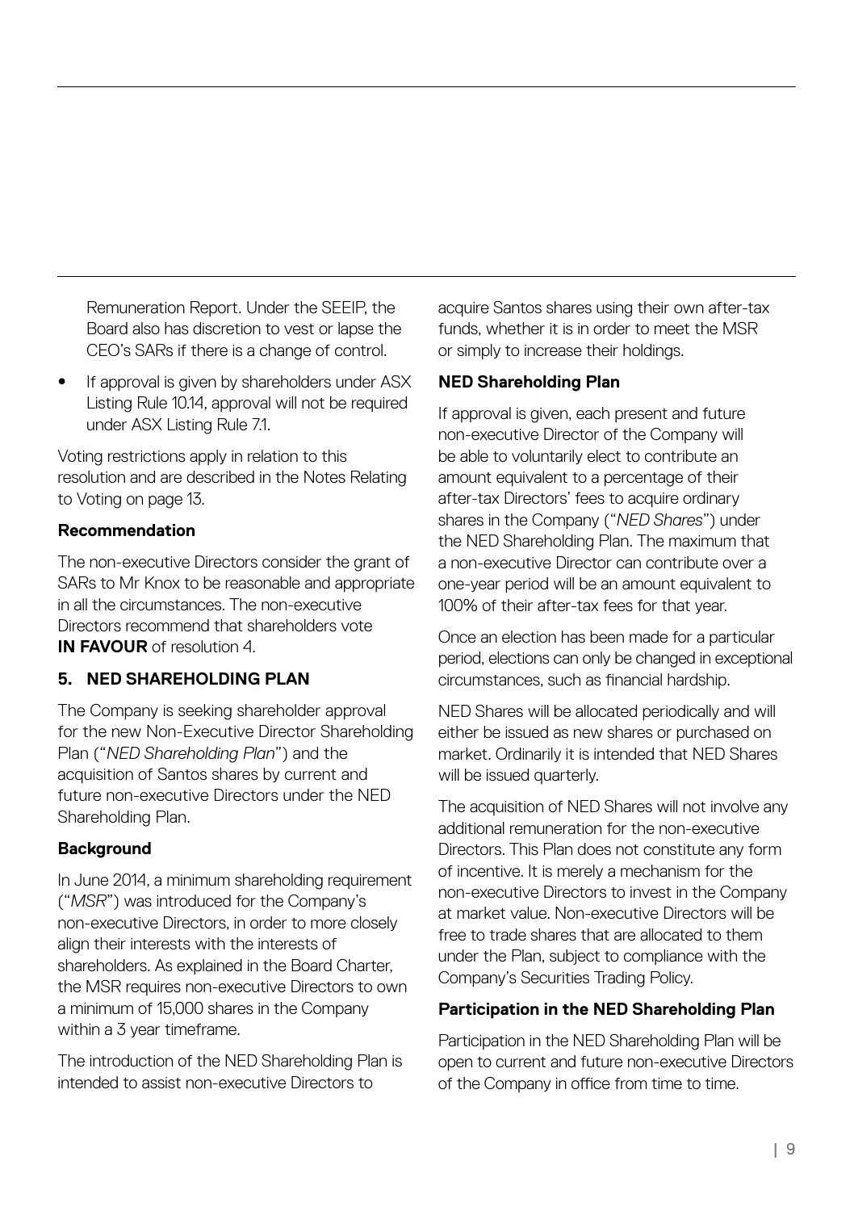Remuneration Report. Under the SEEIP, the Board also has discretion to vest or lapse the CEO's SARs if there is a change of control.

- If approval is given by shareholders under ASX Listing Rule 10.14, approval will not be required under ASX Listing Rule 7.1.

Voting restrictions apply in relation to this resolution and are described in the Notes Relating to Voting on page 13.

**Recommendation**

The non-executive Directors consider the grant of SARs to Mr Knox to be reasonable and appropriate in all the circumstances. The non-executive Directors recommend that shareholders vote **IN FAVOUR** of resolution 4.

## 5. NED SHAREHOLDING PLAN

The Company is seeking shareholder approval for the new Non-Executive Director Shareholding Plan ("*NED Shareholding Plan*") and the acquisition of Santos shares by current and future non-executive Directors under the NED Shareholding Plan.

**Background**

In June 2014, a minimum shareholding requirement ("*MSR*") was introduced for the Company's non-executive Directors, in order to more closely align their interests with the interests of shareholders. As explained in the Board Charter, the MSR requires non-executive Directors to own a minimum of 15,000 shares in the Company within a 3 year timeframe.

The introduction of the NED Shareholding Plan is intended to assist non-executive Directors to acquire Santos shares using their own after-tax funds, whether it is in order to meet the MSR or simply to increase their holdings.

**NED Shareholding Plan**

If approval is given, each present and future non-executive Director of the Company will be able to voluntarily elect to contribute an amount equivalent to a percentage of their after-tax Directors' fees to acquire ordinary shares in the Company ("*NED Shares*") under the NED Shareholding Plan. The maximum that a non-executive Director can contribute over a one-year period will be an amount equivalent to 100% of their after-tax fees for that year.

Once an election has been made for a particular period, elections can only be changed in exceptional circumstances, such as financial hardship.

NED Shares will be allocated periodically and will either be issued as new shares or purchased on market. Ordinarily it is intended that NED Shares will be issued quarterly.

The acquisition of NED Shares will not involve any additional remuneration for the non-executive Directors. This Plan does not constitute any form of incentive. It is merely a mechanism for the non-executive Directors to invest in the Company at market value. Non-executive Directors will be free to trade shares that are allocated to them under the Plan, subject to compliance with the Company's Securities Trading Policy.

**Participation in the NED Shareholding Plan**

Participation in the NED Shareholding Plan will be open to current and future non-executive Directors of the Company in office from time to time.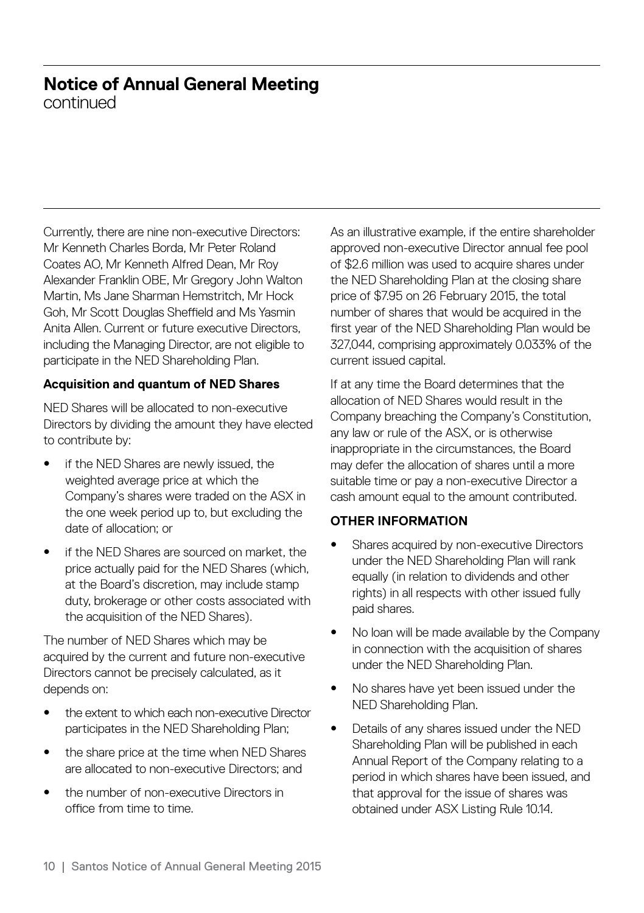Currently, there are nine non-executive Directors: Mr Kenneth Charles Borda, Mr Peter Roland Coates AO, Mr Kenneth Alfred Dean, Mr Roy Alexander Franklin OBE, Mr Gregory John Walton Martin, Ms Jane Sharman Hemstritch, Mr Hock Goh, Mr Scott Douglas Sheffield and Ms Yasmin Anita Allen. Current or future executive Directors, including the Managing Director, are not eligible to participate in the NED Shareholding Plan.

**Acquisition and quantum of NED Shares**

NED Shares will be allocated to non-executive Directors by dividing the amount they have elected to contribute by:

- if the NED Shares are newly issued, the weighted average price at which the Company's shares were traded on the ASX in the one week period up to, but excluding the date of allocation; or
- if the NED Shares are sourced on market, the price actually paid for the NED Shares (which, at the Board's discretion, may include stamp duty, brokerage or other costs associated with the acquisition of the NED Shares).

The number of NED Shares which may be acquired by the current and future non-executive Directors cannot be precisely calculated, as it depends on:

- the extent to which each non-executive Director participates in the NED Shareholding Plan;
- the share price at the time when NED Shares are allocated to non-executive Directors; and
- the number of non-executive Directors in office from time to time.

As an illustrative example, if the entire shareholder approved non-executive Director annual fee pool of $2.6 million was used to acquire shares under the NED Shareholding Plan at the closing share price of $7.95 on 26 February 2015, the total number of shares that would be acquired in the first year of the NED Shareholding Plan would be 327,044, comprising approximately 0.033% of the current issued capital.

If at any time the Board determines that the allocation of NED Shares would result in the Company breaching the Company's Constitution, any law or rule of the ASX, or is otherwise inappropriate in the circumstances, the Board may defer the allocation of shares until a more suitable time or pay a non-executive Director a cash amount equal to the amount contributed.

**OTHER INFORMATION**

- Shares acquired by non-executive Directors under the NED Shareholding Plan will rank equally (in relation to dividends and other rights) in all respects with other issued fully paid shares.
- No loan will be made available by the Company in connection with the acquisition of shares under the NED Shareholding Plan.
- No shares have yet been issued under the NED Shareholding Plan.
- Details of any shares issued under the NED Shareholding Plan will be published in each Annual Report of the Company relating to a period in which shares have been issued, and that approval for the issue of shares was obtained under ASX Listing Rule 10.14.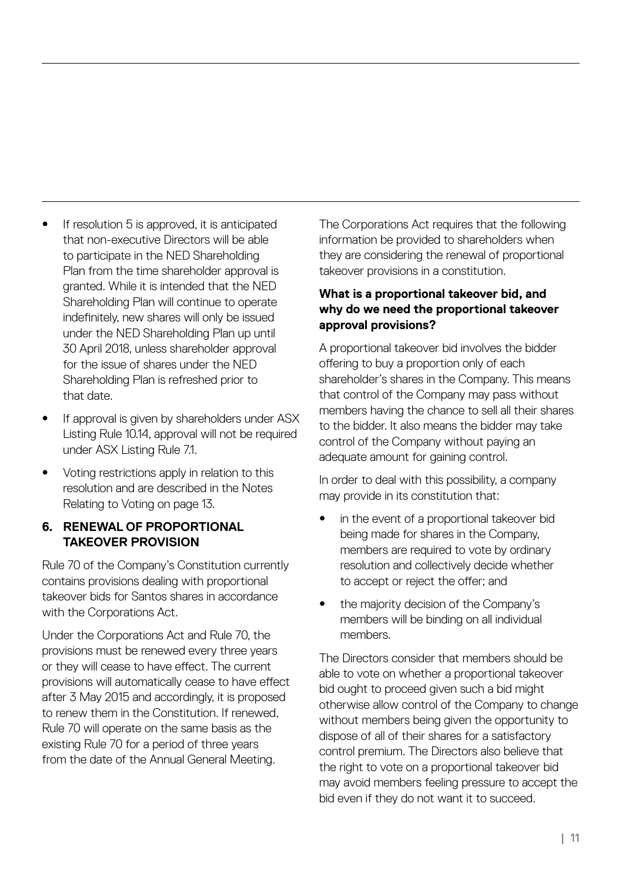- If resolution 5 is approved, it is anticipated that non-executive Directors will be able to participate in the NED Shareholding Plan from the time shareholder approval is granted. While it is intended that the NED Shareholding Plan will continue to operate indefinitely, new shares will only be issued under the NED Shareholding Plan up until 30 April 2018, unless shareholder approval for the issue of shares under the NED Shareholding Plan is refreshed prior to that date.
- If approval is given by shareholders under ASX Listing Rule 10.14, approval will not be required under ASX Listing Rule 7.1.
- Voting restrictions apply in relation to this resolution and are described in the Notes Relating to Voting on page 13.

### 6. RENEWAL OF PROPORTIONAL TAKEOVER PROVISION

Rule 70 of the Company's Constitution currently contains provisions dealing with proportional takeover bids for Santos shares in accordance with the Corporations Act.

Under the Corporations Act and Rule 70, the provisions must be renewed every three years or they will cease to have effect. The current provisions will automatically cease to have effect after 3 May 2015 and accordingly, it is proposed to renew them in the Constitution. If renewed, Rule 70 will operate on the same basis as the existing Rule 70 for a period of three years from the date of the Annual General Meeting.

The Corporations Act requires that the following information be provided to shareholders when they are considering the renewal of proportional takeover provisions in a constitution.

**What is a proportional takeover bid, and why do we need the proportional takeover approval provisions?**

A proportional takeover bid involves the bidder offering to buy a proportion only of each shareholder's shares in the Company. This means that control of the Company may pass without members having the chance to sell all their shares to the bidder. It also means the bidder may take control of the Company without paying an adequate amount for gaining control.

In order to deal with this possibility, a company may provide in its constitution that:

- in the event of a proportional takeover bid being made for shares in the Company, members are required to vote by ordinary resolution and collectively decide whether to accept or reject the offer; and
- the majority decision of the Company's members will be binding on all individual members.

The Directors consider that members should be able to vote on whether a proportional takeover bid ought to proceed given such a bid might otherwise allow control of the Company to change without members being given the opportunity to dispose of all of their shares for a satisfactory control premium. The Directors also believe that the right to vote on a proportional takeover bid may avoid members feeling pressure to accept the bid even if they do not want it to succeed.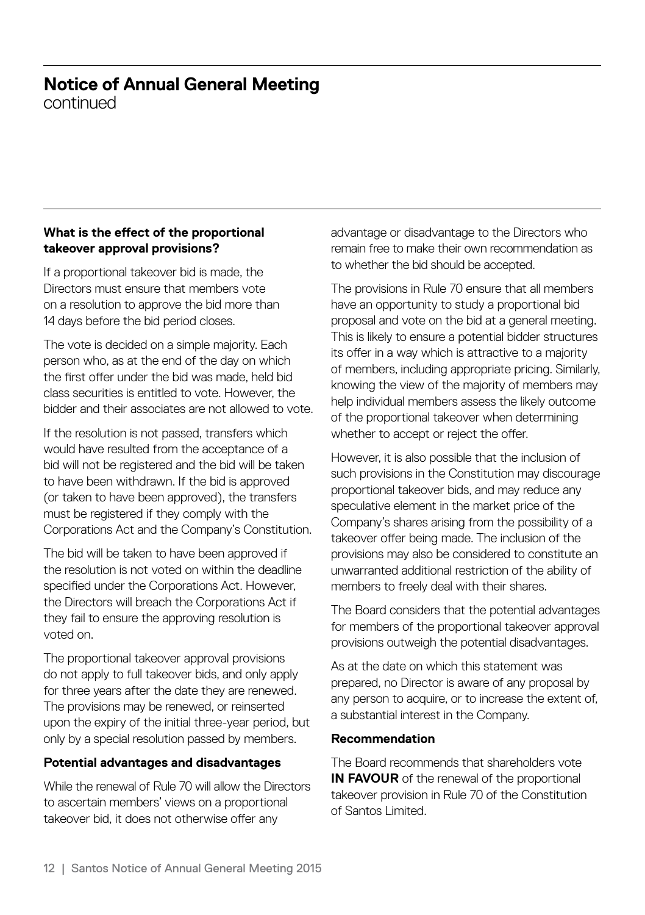# Notice of Annual General Meeting
continued

**What is the effect of the proportional takeover approval provisions?**

If a proportional takeover bid is made, the Directors must ensure that members vote on a resolution to approve the bid more than 14 days before the bid period closes.

The vote is decided on a simple majority. Each person who, as at the end of the day on which the first offer under the bid was made, held bid class securities is entitled to vote. However, the bidder and their associates are not allowed to vote.

If the resolution is not passed, transfers which would have resulted from the acceptance of a bid will not be registered and the bid will be taken to have been withdrawn. If the bid is approved (or taken to have been approved), the transfers must be registered if they comply with the Corporations Act and the Company's Constitution.

The bid will be taken to have been approved if the resolution is not voted on within the deadline specified under the Corporations Act. However, the Directors will breach the Corporations Act if they fail to ensure the approving resolution is voted on.

The proportional takeover approval provisions do not apply to full takeover bids, and only apply for three years after the date they are renewed. The provisions may be renewed, or reinserted upon the expiry of the initial three-year period, but only by a special resolution passed by members.

**Potential advantages and disadvantages**

While the renewal of Rule 70 will allow the Directors to ascertain members' views on a proportional takeover bid, it does not otherwise offer any advantage or disadvantage to the Directors who remain free to make their own recommendation as to whether the bid should be accepted.

The provisions in Rule 70 ensure that all members have an opportunity to study a proportional bid proposal and vote on the bid at a general meeting. This is likely to ensure a potential bidder structures its offer in a way which is attractive to a majority of members, including appropriate pricing. Similarly, knowing the view of the majority of members may help individual members assess the likely outcome of the proportional takeover when determining whether to accept or reject the offer.

However, it is also possible that the inclusion of such provisions in the Constitution may discourage proportional takeover bids, and may reduce any speculative element in the market price of the Company's shares arising from the possibility of a takeover offer being made. The inclusion of the provisions may also be considered to constitute an unwarranted additional restriction of the ability of members to freely deal with their shares.

The Board considers that the potential advantages for members of the proportional takeover approval provisions outweigh the potential disadvantages.

As at the date on which this statement was prepared, no Director is aware of any proposal by any person to acquire, or to increase the extent of, a substantial interest in the Company.

**Recommendation**

The Board recommends that shareholders vote **IN FAVOUR** of the renewal of the proportional takeover provision in Rule 70 of the Constitution of Santos Limited.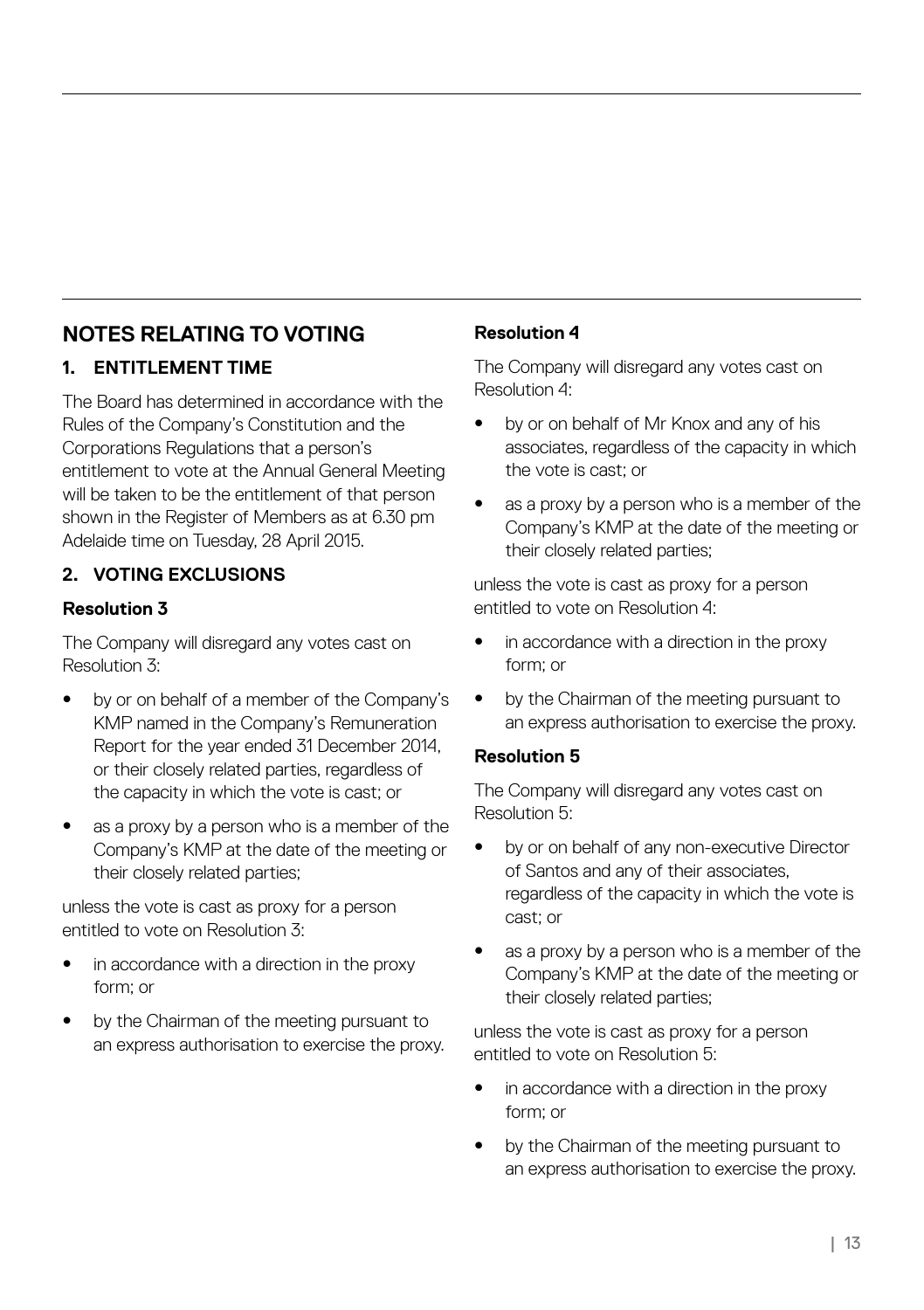## NOTES RELATING TO VOTING

### 1. ENTITLEMENT TIME

The Board has determined in accordance with the Rules of the Company's Constitution and the Corporations Regulations that a person's entitlement to vote at the Annual General Meeting will be taken to be the entitlement of that person shown in the Register of Members as at 6.30 pm Adelaide time on Tuesday, 28 April 2015.

### 2. VOTING EXCLUSIONS

**Resolution 3**

The Company will disregard any votes cast on Resolution 3:

- by or on behalf of a member of the Company's KMP named in the Company's Remuneration Report for the year ended 31 December 2014, or their closely related parties, regardless of the capacity in which the vote is cast; or
- as a proxy by a person who is a member of the Company's KMP at the date of the meeting or their closely related parties;

unless the vote is cast as proxy for a person entitled to vote on Resolution 3:

- in accordance with a direction in the proxy form; or
- by the Chairman of the meeting pursuant to an express authorisation to exercise the proxy.

**Resolution 4**

The Company will disregard any votes cast on Resolution 4:

- by or on behalf of Mr Knox and any of his associates, regardless of the capacity in which the vote is cast; or
- as a proxy by a person who is a member of the Company's KMP at the date of the meeting or their closely related parties;

unless the vote is cast as proxy for a person entitled to vote on Resolution 4:

- in accordance with a direction in the proxy form; or
- by the Chairman of the meeting pursuant to an express authorisation to exercise the proxy.

**Resolution 5**

The Company will disregard any votes cast on Resolution 5:

- by or on behalf of any non-executive Director of Santos and any of their associates, regardless of the capacity in which the vote is cast; or
- as a proxy by a person who is a member of the Company's KMP at the date of the meeting or their closely related parties;

unless the vote is cast as proxy for a person entitled to vote on Resolution 5:

- in accordance with a direction in the proxy form; or
- by the Chairman of the meeting pursuant to an express authorisation to exercise the proxy.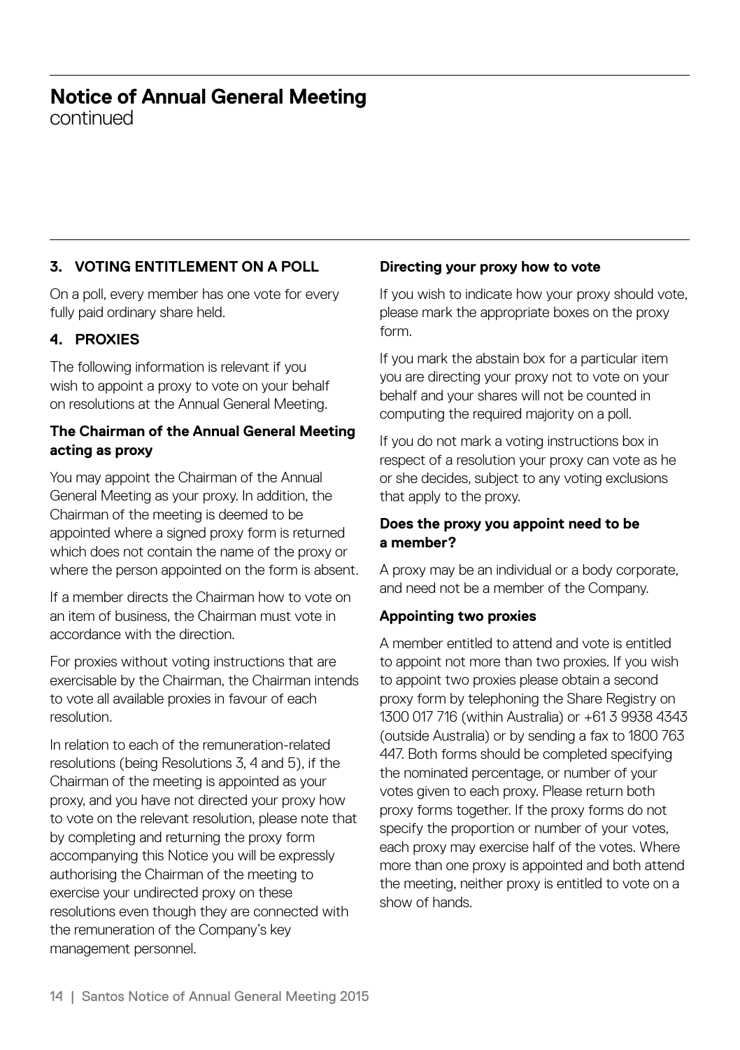## Notice of Annual General Meeting

continued

### 3. VOTING ENTITLEMENT ON A POLL

On a poll, every member has one vote for every fully paid ordinary share held.

### 4. PROXIES

The following information is relevant if you wish to appoint a proxy to vote on your behalf on resolutions at the Annual General Meeting.

**The Chairman of the Annual General Meeting acting as proxy**

You may appoint the Chairman of the Annual General Meeting as your proxy. In addition, the Chairman of the meeting is deemed to be appointed where a signed proxy form is returned which does not contain the name of the proxy or where the person appointed on the form is absent.

If a member directs the Chairman how to vote on an item of business, the Chairman must vote in accordance with the direction.

For proxies without voting instructions that are exercisable by the Chairman, the Chairman intends to vote all available proxies in favour of each resolution.

In relation to each of the remuneration-related resolutions (being Resolutions 3, 4 and 5), if the Chairman of the meeting is appointed as your proxy, and you have not directed your proxy how to vote on the relevant resolution, please note that by completing and returning the proxy form accompanying this Notice you will be expressly authorising the Chairman of the meeting to exercise your undirected proxy on these resolutions even though they are connected with the remuneration of the Company's key management personnel.

**Directing your proxy how to vote**

If you wish to indicate how your proxy should vote, please mark the appropriate boxes on the proxy form.

If you mark the abstain box for a particular item you are directing your proxy not to vote on your behalf and your shares will not be counted in computing the required majority on a poll.

If you do not mark a voting instructions box in respect of a resolution your proxy can vote as he or she decides, subject to any voting exclusions that apply to the proxy.

**Does the proxy you appoint need to be a member?**

A proxy may be an individual or a body corporate, and need not be a member of the Company.

**Appointing two proxies**

A member entitled to attend and vote is entitled to appoint not more than two proxies. If you wish to appoint two proxies please obtain a second proxy form by telephoning the Share Registry on 1300 017 716 (within Australia) or +61 3 9938 4343 (outside Australia) or by sending a fax to 1800 763 447. Both forms should be completed specifying the nominated percentage, or number of your votes given to each proxy. Please return both proxy forms together. If the proxy forms do not specify the proportion or number of your votes, each proxy may exercise half of the votes. Where more than one proxy is appointed and both attend the meeting, neither proxy is entitled to vote on a show of hands.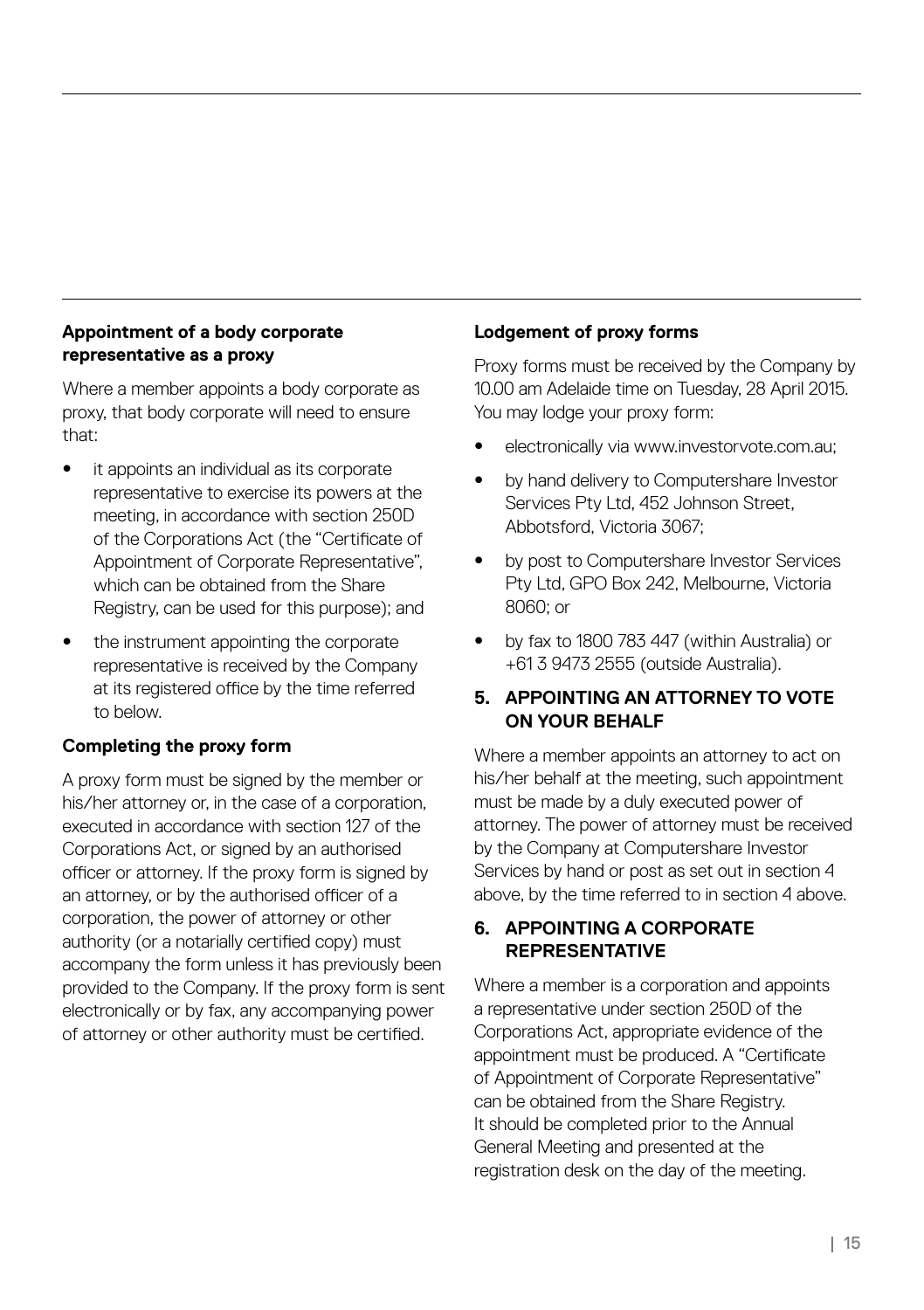### Appointment of a body corporate representative as a proxy

Where a member appoints a body corporate as proxy, that body corporate will need to ensure that:

- it appoints an individual as its corporate representative to exercise its powers at the meeting, in accordance with section 250D of the Corporations Act (the "Certificate of Appointment of Corporate Representative", which can be obtained from the Share Registry, can be used for this purpose); and
- the instrument appointing the corporate representative is received by the Company at its registered office by the time referred to below.

### Completing the proxy form

A proxy form must be signed by the member or his/her attorney or, in the case of a corporation, executed in accordance with section 127 of the Corporations Act, or signed by an authorised officer or attorney. If the proxy form is signed by an attorney, or by the authorised officer of a corporation, the power of attorney or other authority (or a notarially certified copy) must accompany the form unless it has previously been provided to the Company. If the proxy form is sent electronically or by fax, any accompanying power of attorney or other authority must be certified.

### Lodgement of proxy forms

Proxy forms must be received by the Company by 10.00 am Adelaide time on Tuesday, 28 April 2015. You may lodge your proxy form:

- electronically via www.investorvote.com.au;
- by hand delivery to Computershare Investor Services Pty Ltd, 452 Johnson Street, Abbotsford, Victoria 3067;
- by post to Computershare Investor Services Pty Ltd, GPO Box 242, Melbourne, Victoria 8060; or
- by fax to 1800 783 447 (within Australia) or +61 3 9473 2555 (outside Australia).

## 5. APPOINTING AN ATTORNEY TO VOTE ON YOUR BEHALF

Where a member appoints an attorney to act on his/her behalf at the meeting, such appointment must be made by a duly executed power of attorney. The power of attorney must be received by the Company at Computershare Investor Services by hand or post as set out in section 4 above, by the time referred to in section 4 above.

## 6. APPOINTING A CORPORATE REPRESENTATIVE

Where a member is a corporation and appoints a representative under section 250D of the Corporations Act, appropriate evidence of the appointment must be produced. A "Certificate of Appointment of Corporate Representative" can be obtained from the Share Registry. It should be completed prior to the Annual General Meeting and presented at the registration desk on the day of the meeting.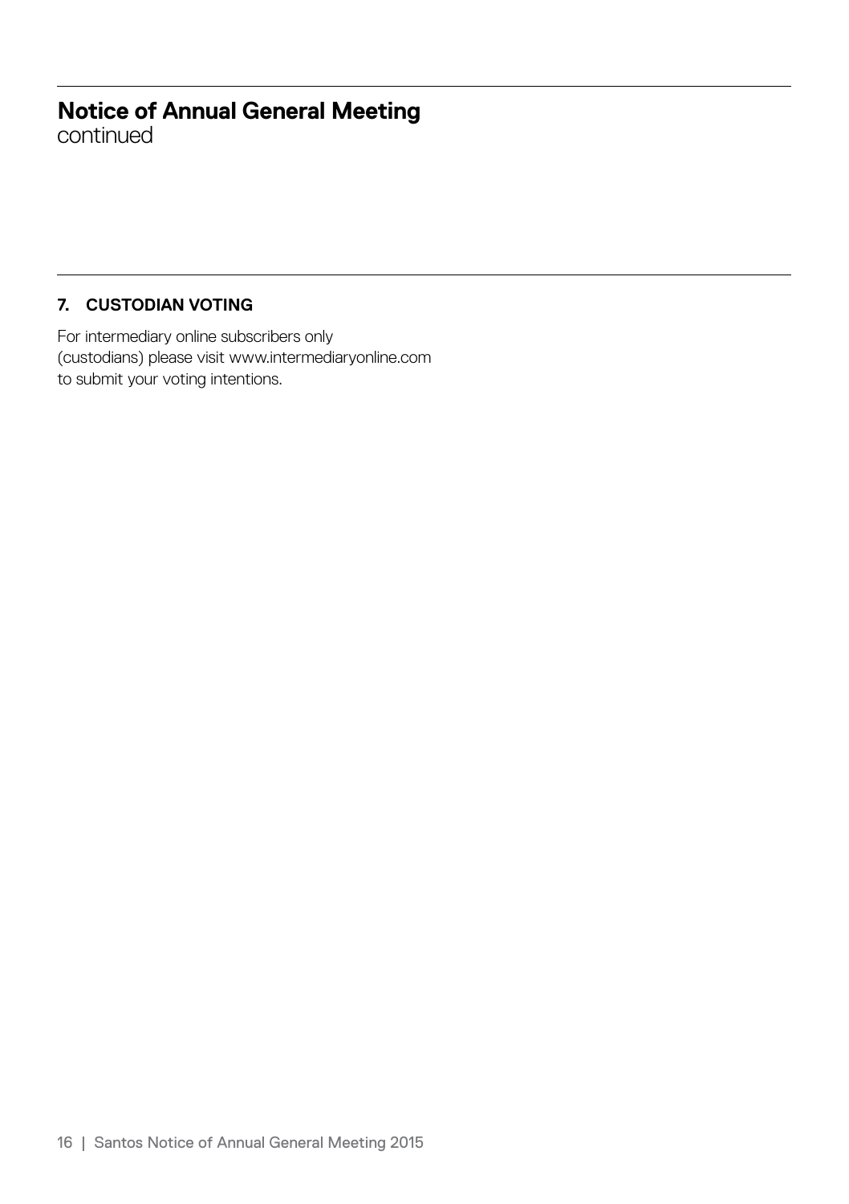# Notice of Annual General Meeting
continued

### 7. CUSTODIAN VOTING

For intermediary online subscribers only (custodians) please visit www.intermediaryonline.com to submit your voting intentions.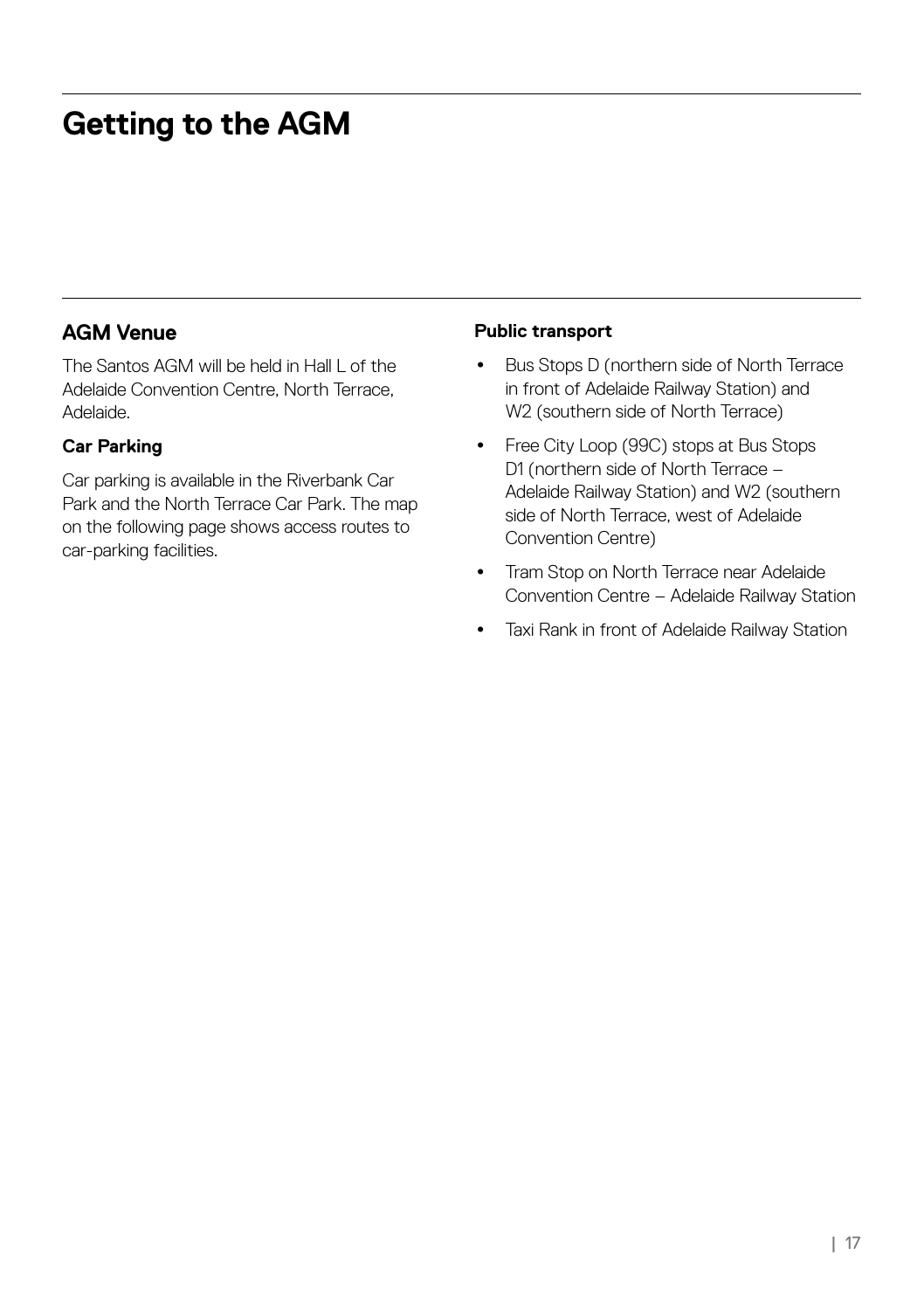# Getting to the AGM

## AGM Venue

The Santos AGM will be held in Hall L of the Adelaide Convention Centre, North Terrace, Adelaide.

### Car Parking

Car parking is available in the Riverbank Car Park and the North Terrace Car Park. The map on the following page shows access routes to car-parking facilities.

### Public transport

- Bus Stops D (northern side of North Terrace in front of Adelaide Railway Station) and W2 (southern side of North Terrace)
- Free City Loop (99C) stops at Bus Stops D1 (northern side of North Terrace – Adelaide Railway Station) and W2 (southern side of North Terrace, west of Adelaide Convention Centre)
- Tram Stop on North Terrace near Adelaide Convention Centre – Adelaide Railway Station
- Taxi Rank in front of Adelaide Railway Station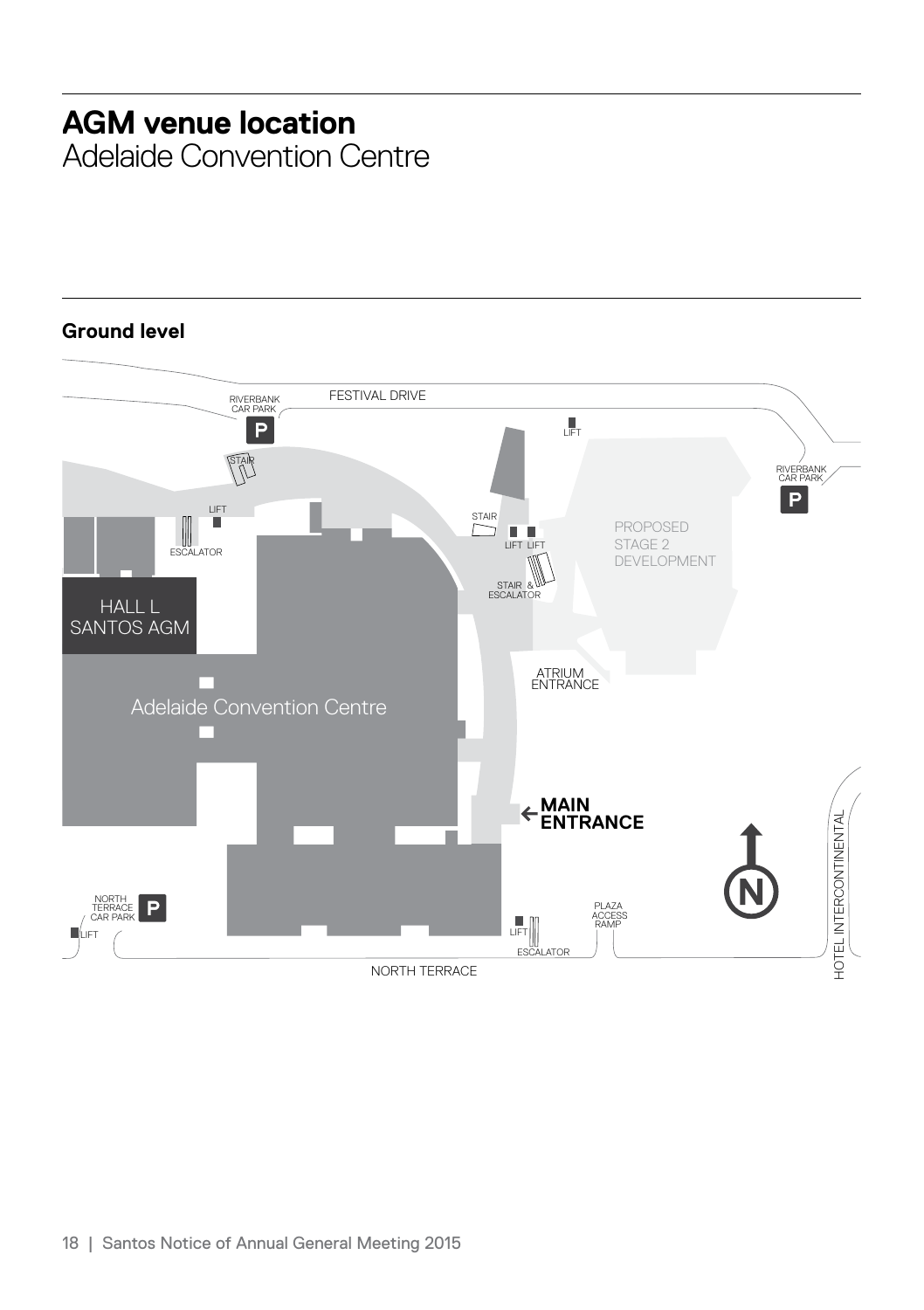# AGM venue location

Adelaide Convention Centre

## Ground level

FESTIVAL DRIVE

RIVERBANK CAR PARK

P

STAIR

LIFT

ESCALATOR

HALL L SANTOS AGM

Adelaide Convention Centre

STAIR

LIFT LIFT

STAIR & ESCALATOR

PROPOSED STAGE 2 DEVELOPMENT

LIFT

RIVERBANK CAR PARK

P

ATRIUM ENTRANCE

MAIN ENTRANCE

N

NORTH TERRACE CAR PARK

P

LIFT

LIFT

ESCALATOR

PLAZA ACCESS RAMP

NORTH TERRACE

HOTEL INTERCONTINENTAL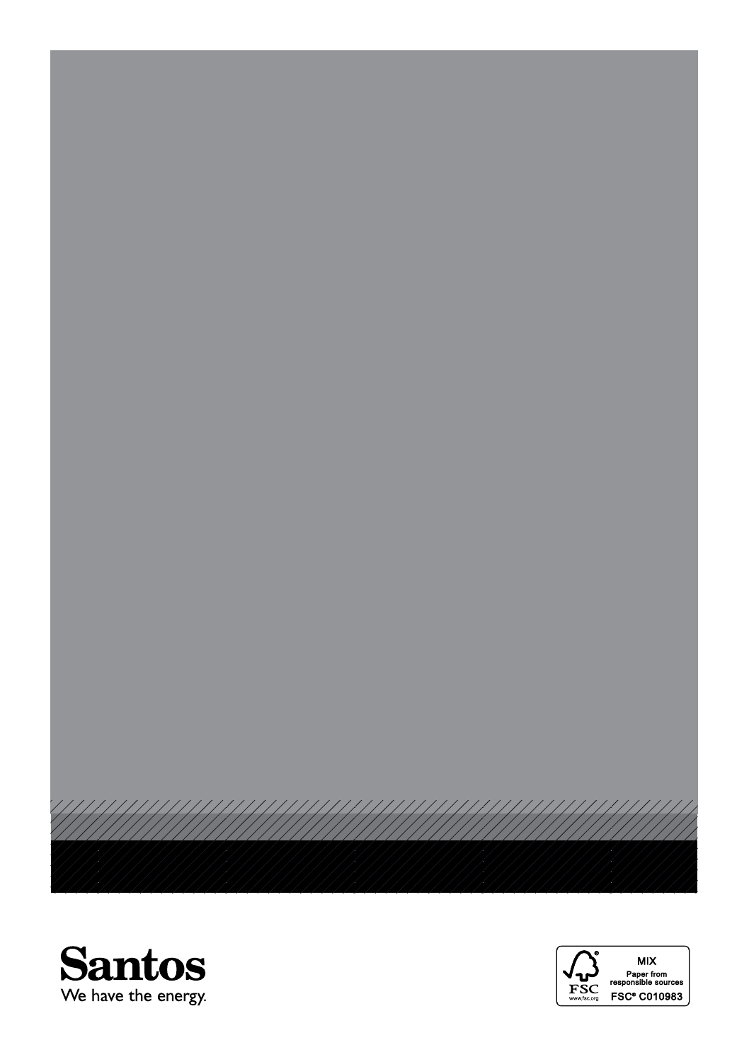Santos

We have the energy.

MIX

Paper from responsible sources

FSC® C010983

www.fsc.org